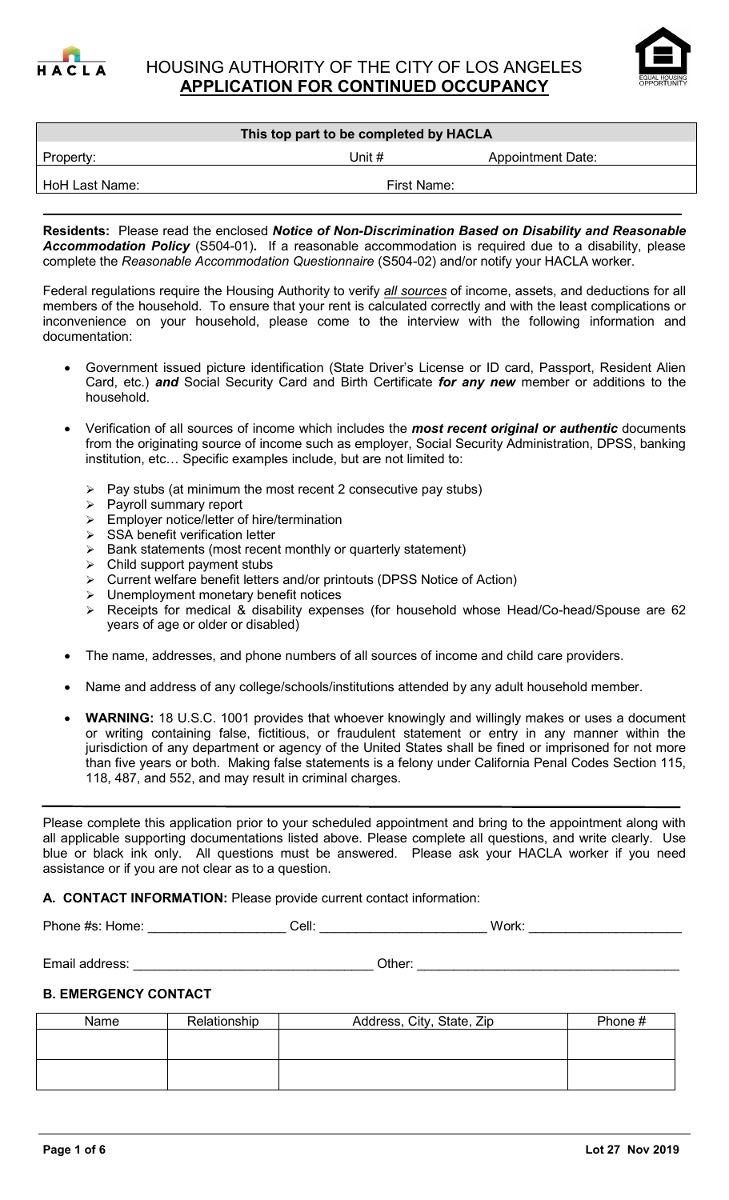# HOUSING AUTHORITY OF THE CITY OF LOS ANGELES
## APPLICATION FOR CONTINUED OCCUPANCY

| This top part to be completed by HACLA | | |
|---|---|---|
| Property: | Unit # | Appointment Date: |
| HoH Last Name: | First Name: | |

**Residents:** Please read the enclosed ***Notice of Non-Discrimination Based on Disability and Reasonable Accommodation Policy*** (S504-01)**.** If a reasonable accommodation is required due to a disability, please complete the *Reasonable Accommodation Questionnaire* (S504-02) and/or notify your HACLA worker.

Federal regulations require the Housing Authority to verify *all sources* of income, assets, and deductions for all members of the household. To ensure that your rent is calculated correctly and with the least complications or inconvenience on your household, please come to the interview with the following information and documentation:

- Government issued picture identification (State Driver's License or ID card, Passport, Resident Alien Card, etc.) ***and*** Social Security Card and Birth Certificate ***for any new*** member or additions to the household.
- Verification of all sources of income which includes the ***most recent original or authentic*** documents from the originating source of income such as employer, Social Security Administration, DPSS, banking institution, etc… Specific examples include, but are not limited to:
  - Pay stubs (at minimum the most recent 2 consecutive pay stubs)
  - Payroll summary report
  - Employer notice/letter of hire/termination
  - SSA benefit verification letter
  - Bank statements (most recent monthly or quarterly statement)
  - Child support payment stubs
  - Current welfare benefit letters and/or printouts (DPSS Notice of Action)
  - Unemployment monetary benefit notices
  - Receipts for medical & disability expenses (for household whose Head/Co-head/Spouse are 62 years of age or older or disabled)
- The name, addresses, and phone numbers of all sources of income and child care providers.
- Name and address of any college/schools/institutions attended by any adult household member.
- **WARNING:** 18 U.S.C. 1001 provides that whoever knowingly and willingly makes or uses a document or writing containing false, fictitious, or fraudulent statement or entry in any manner within the jurisdiction of any department or agency of the United States shall be fined or imprisoned for not more than five years or both. Making false statements is a felony under California Penal Codes Section 115, 118, 487, and 552, and may result in criminal charges.

Please complete this application prior to your scheduled appointment and bring to the appointment along with all applicable supporting documentations listed above. Please complete all questions, and write clearly. Use blue or black ink only. All questions must be answered. Please ask your HACLA worker if you need assistance or if you are not clear as to a question.

**A. CONTACT INFORMATION:** Please provide current contact information:

Phone #s: Home: ___________________ Cell: _______________________ Work: _____________________

Email address: ________________________________ Other: ___________________________________

**B. EMERGENCY CONTACT**

| Name | Relationship | Address, City, State, Zip | Phone # |
|---|---|---|---|
| | | | |
| | | | |

Lot 27 Nov 2019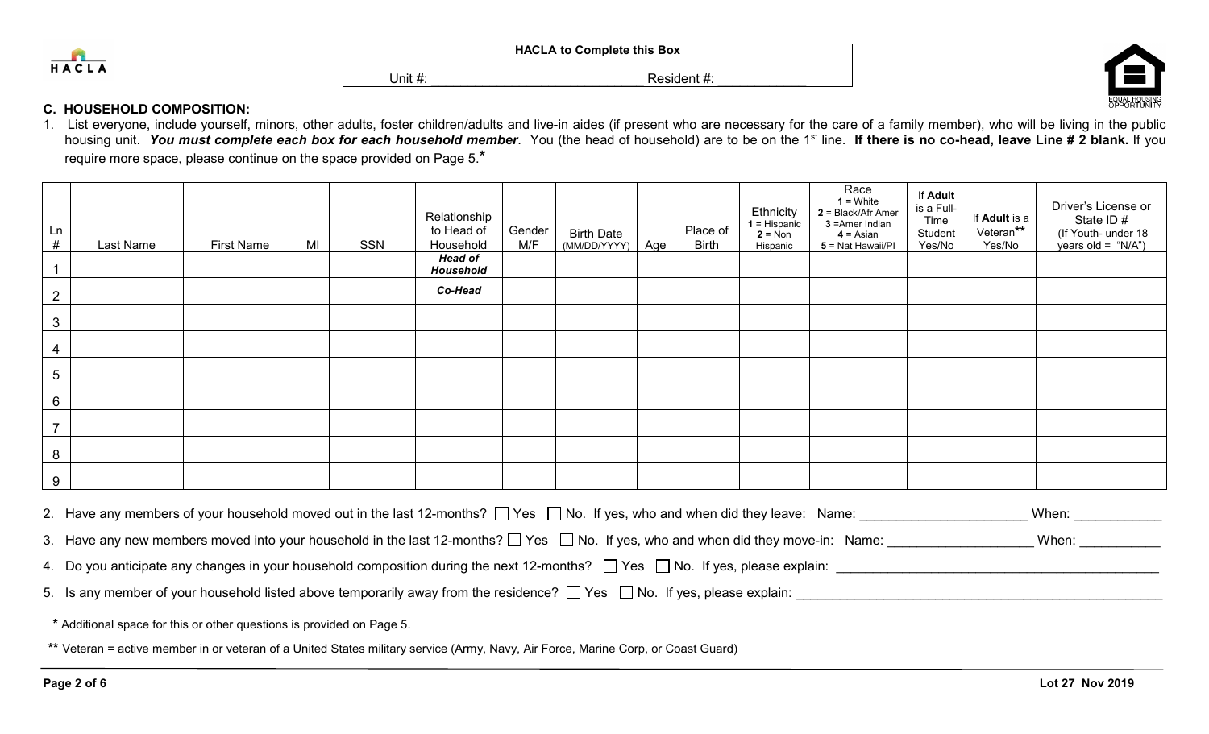HACLA

**HACLA to Complete this Box**

Unit #: ___________________________ Resident #: ___________

### C. HOUSEHOLD COMPOSITION:

1. List everyone, include yourself, minors, other adults, foster children/adults and live-in aides (if present who are necessary for the care of a family member), who will be living in the public housing unit. ***You must complete each box for each household member***. You (the head of household) are to be on the 1st line. **If there is no co-head, leave Line # 2 blank.** If you require more space, please continue on the space provided on Page 5.*

| Ln # | Last Name | First Name | MI | SSN | Relationship to Head of Household | Gender M/F | Birth Date (MM/DD/YYYY) | Age | Place of Birth | Ethnicity 1 = Hispanic 2 = Non Hispanic | Race 1 = White 2 = Black/Afr Amer 3 =Amer Indian 4 = Asian 5 = Nat Hawaii/PI | If **Adult** is a Full-Time Student Yes/No | If **Adult** is a Veteran** Yes/No | Driver's License or State ID # (If Youth- under 18 years old = "N/A") |
|---|---|---|---|---|---|---|---|---|---|---|---|---|---|---|
| 1 | | | | | ***Head of Household*** | | | | | | | | | |
| 2 | | | | | ***Co-Head*** | | | | | | | | | |
| 3 | | | | | | | | | | | | | | |
| 4 | | | | | | | | | | | | | | |
| 5 | | | | | | | | | | | | | | |
| 6 | | | | | | | | | | | | | | |
| 7 | | | | | | | | | | | | | | |
| 8 | | | | | | | | | | | | | | |
| 9 | | | | | | | | | | | | | | |

2. Have any members of your household moved out in the last 12-months? ☐ Yes ☐ No. If yes, who and when did they leave: Name: ______________________ When: ___________
3. Have any new members moved into your household in the last 12-months? ☐ Yes ☐ No. If yes, who and when did they move-in: Name: ___________________ When: __________
4. Do you anticipate any changes in your household composition during the next 12-months? ☐ Yes ☐ No. If yes, please explain: ___________________________________________
5. Is any member of your household listed above temporarily away from the residence? ☐ Yes ☐ No. If yes, please explain: _________________________________________________

\* Additional space for this or other questions is provided on Page 5.

\*\* Veteran = active member in or veteran of a United States military service (Army, Navy, Air Force, Marine Corp, or Coast Guard)

Lot 27 Nov 2019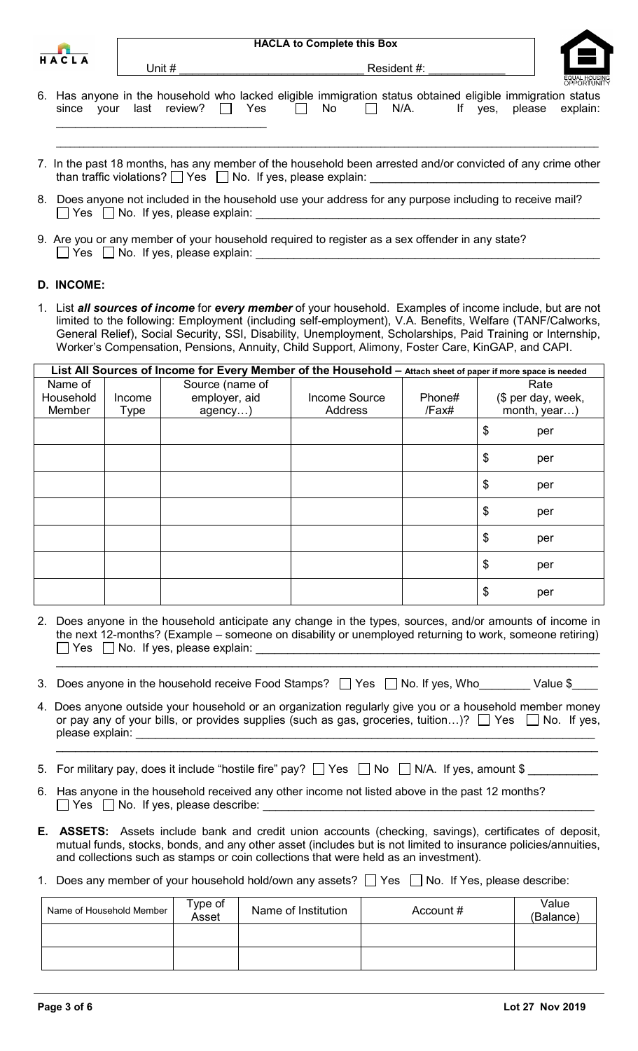HACLA

**HACLA to Complete this Box**

Unit # ___________________________ Resident #: ___________

EQUAL HOUSING OPPORTUNITY

6. Has anyone in the household who lacked eligible immigration status obtained eligible immigration status since your last review? ☐ Yes ☐ No ☐ N/A. If yes, please explain: ________________________________
   ________________________________________________________________________________________

7. In the past 18 months, has any member of the household been arrested and/or convicted of any crime other than traffic violations? ☐ Yes ☐ No. If yes, please explain: ___________________________________

8. Does anyone not included in the household use your address for any purpose including to receive mail? ☐ Yes ☐ No. If yes, please explain: ___________________________________________________________

9. Are you or any member of your household required to register as a sex offender in any state? ☐ Yes ☐ No. If yes, please explain: ___________________________________________________________

## D. INCOME:

1. List ***all sources of income*** for ***every member*** of your household. Examples of income include, but are not limited to the following: Employment (including self-employment), V.A. Benefits, Welfare (TANF/Calworks, General Relief), Social Security, SSI, Disability, Unemployment, Scholarships, Paid Training or Internship, Worker's Compensation, Pensions, Annuity, Child Support, Alimony, Foster Care, KinGAP, and CAPI.

**List All Sources of Income for Every Member of the Household –** Attach sheet of paper if more space is needed

| Name of Household Member | Income Type | Source (name of employer, aid agency…) | Income Source Address | Phone# /Fax# | Rate ($ per day, week, month, year…) |
|---|---|---|---|---|---|
| | | | | | $ per |
| | | | | | $ per |
| | | | | | $ per |
| | | | | | $ per |
| | | | | | $ per |
| | | | | | $ per |
| | | | | | $ per |

2. Does anyone in the household anticipate any change in the types, sources, and/or amounts of income in the next 12-months? (Example – someone on disability or unemployed returning to work, someone retiring) ☐ Yes ☐ No. If yes, please explain: ___________________________________________________________
   ________________________________________________________________________________________

3. Does anyone in the household receive Food Stamps? ☐ Yes ☐ No. If yes, Who________ Value $____

4. Does anyone outside your household or an organization regularly give you or a household member money or pay any of your bills, or provides supplies (such as gas, groceries, tuition…)? ☐ Yes ☐ No. If yes, please explain: ___________________________________________________________________________
   ________________________________________________________________________________________

5. For military pay, does it include "hostile fire" pay? ☐ Yes ☐ No ☐ N/A. If yes, amount $ ___________

6. Has anyone in the household received any other income not listed above in the past 12 months? ☐ Yes ☐ No. If yes, please describe: ___________________________________________________________

**E. ASSETS:** Assets include bank and credit union accounts (checking, savings), certificates of deposit, mutual funds, stocks, bonds, and any other asset (includes but is not limited to insurance policies/annuities, and collections such as stamps or coin collections that were held as an investment).

1. Does any member of your household hold/own any assets? ☐ Yes ☐ No. If Yes, please describe:

| Name of Household Member | Type of Asset | Name of Institution | Account # | Value (Balance) |
|---|---|---|---|---|
| | | | | |
| | | | | |

Lot 27 Nov 2019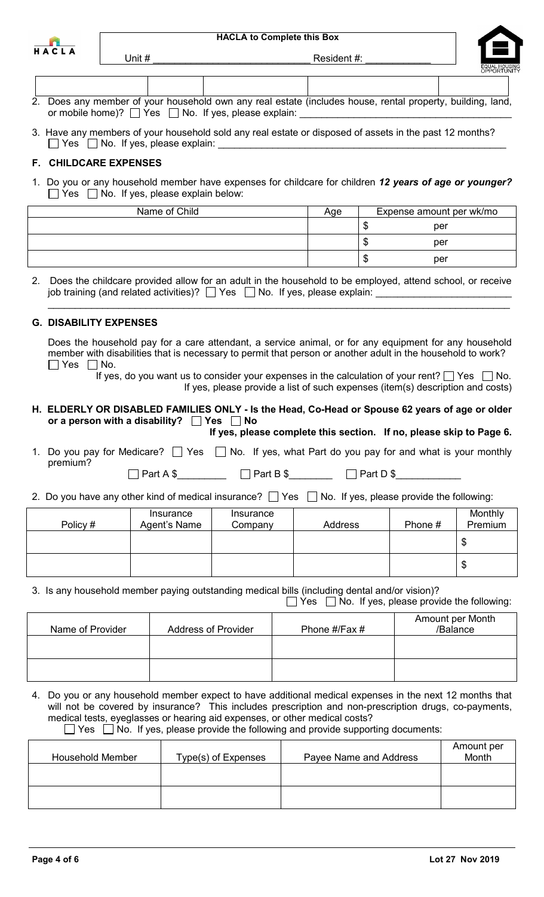HACLA

**HACLA to Complete this Box**

Unit # ____________________________ Resident #: ____________

| | | | | |
|---|---|---|---|---|
| | | | | |

2. Does any member of your household own any real estate (includes house, rental property, building, land, or mobile home)? ☐ Yes ☐ No. If yes, please explain: ________________________________________

3. Have any members of your household sold any real estate or disposed of assets in the past 12 months? ☐ Yes ☐ No. If yes, please explain: ______________________________________________________

## F. CHILDCARE EXPENSES

1. Do you or any household member have expenses for childcare for children ***12 years of age or younger?*** ☐ Yes ☐ No. If yes, please explain below:

| Name of Child | Age | Expense amount per wk/mo |
|---|---|---|
| | | $ per |
| | | $ per |
| | | $ per |

2. Does the childcare provided allow for an adult in the household to be employed, attend school, or receive job training (and related activities)? ☐ Yes ☐ No. If yes, please explain: ________________________
_____________________________________________________________________________________

## G. DISABILITY EXPENSES

Does the household pay for a care attendant, a service animal, or for any equipment for any household member with disabilities that is necessary to permit that person or another adult in the household to work? ☐ Yes ☐ No.

If yes, do you want us to consider your expenses in the calculation of your rent? ☐ Yes ☐ No.
If yes, please provide a list of such expenses (item(s) description and costs)

## H. ELDERLY OR DISABLED FAMILIES ONLY - Is the Head, Co-Head or Spouse 62 years of age or older or a person with a disability? ☐ Yes ☐ No

**If yes, please complete this section. If no, please skip to Page 6.**

1. Do you pay for Medicare? ☐ Yes ☐ No. If yes, what Part do you pay for and what is your monthly premium?

☐ Part A $_________ ☐ Part B $________ ☐ Part D $____________

2. Do you have any other kind of medical insurance? ☐ Yes ☐ No. If yes, please provide the following:

| Policy # | Insurance Agent's Name | Insurance Company | Address | Phone # | Monthly Premium |
|---|---|---|---|---|---|
| | | | | | $ |
| | | | | | $ |

3. Is any household member paying outstanding medical bills (including dental and/or vision)?
☐ Yes ☐ No. If yes, please provide the following:

| Name of Provider | Address of Provider | Phone #/Fax # | Amount per Month /Balance |
|---|---|---|---|
| | | | |
| | | | |

4. Do you or any household member expect to have additional medical expenses in the next 12 months that will not be covered by insurance? This includes prescription and non-prescription drugs, co-payments, medical tests, eyeglasses or hearing aid expenses, or other medical costs?
☐ Yes ☐ No. If yes, please provide the following and provide supporting documents:

| Household Member | Type(s) of Expenses | Payee Name and Address | Amount per Month |
|---|---|---|---|
| | | | |
| | | | |

Lot 27 Nov 2019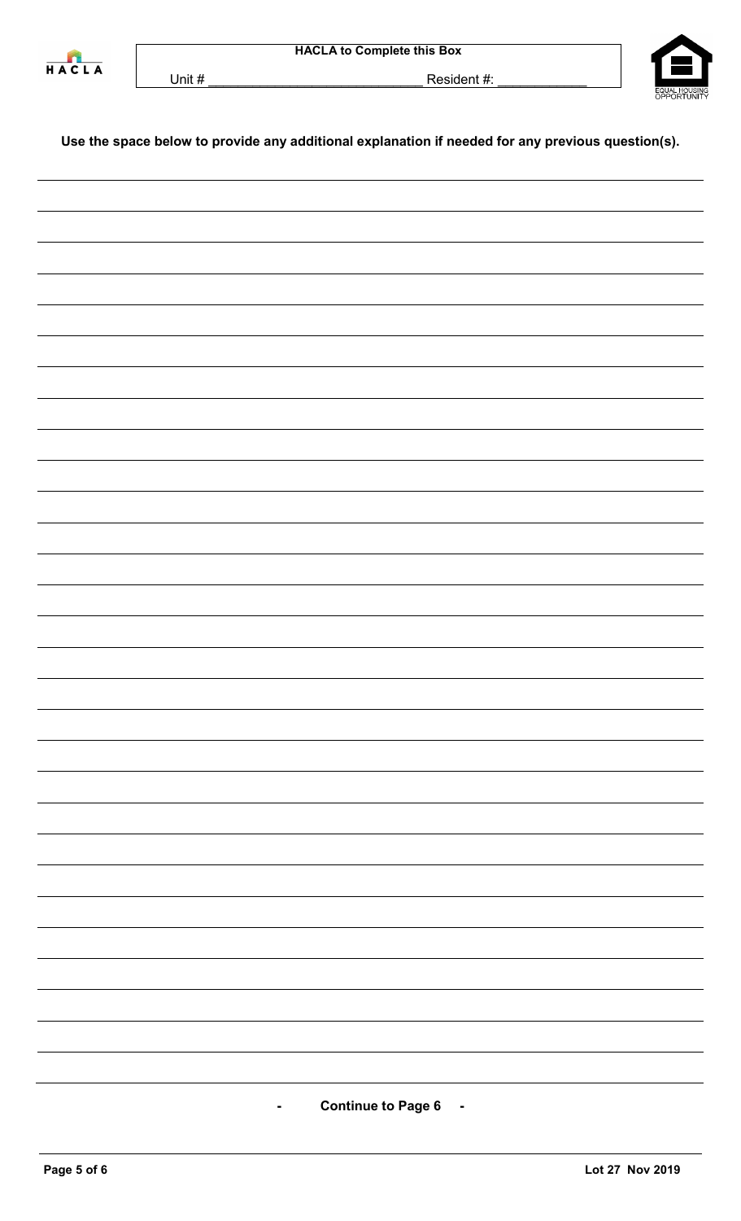**HACLA to Complete this Box**

Unit # ___________________________ Resident #: ____________

**Use the space below to provide any additional explanation if needed for any previous question(s).**

___________________________________________________________________________

___________________________________________________________________________

___________________________________________________________________________

___________________________________________________________________________

___________________________________________________________________________

___________________________________________________________________________

___________________________________________________________________________

___________________________________________________________________________

___________________________________________________________________________

___________________________________________________________________________

___________________________________________________________________________

___________________________________________________________________________

___________________________________________________________________________

___________________________________________________________________________

___________________________________________________________________________

___________________________________________________________________________

___________________________________________________________________________

___________________________________________________________________________

___________________________________________________________________________

___________________________________________________________________________

___________________________________________________________________________

___________________________________________________________________________

___________________________________________________________________________

___________________________________________________________________________

___________________________________________________________________________

___________________________________________________________________________

___________________________________________________________________________

___________________________________________________________________________

___________________________________________________________________________

\- **Continue to Page 6** -

**Lot 27 Nov 2019**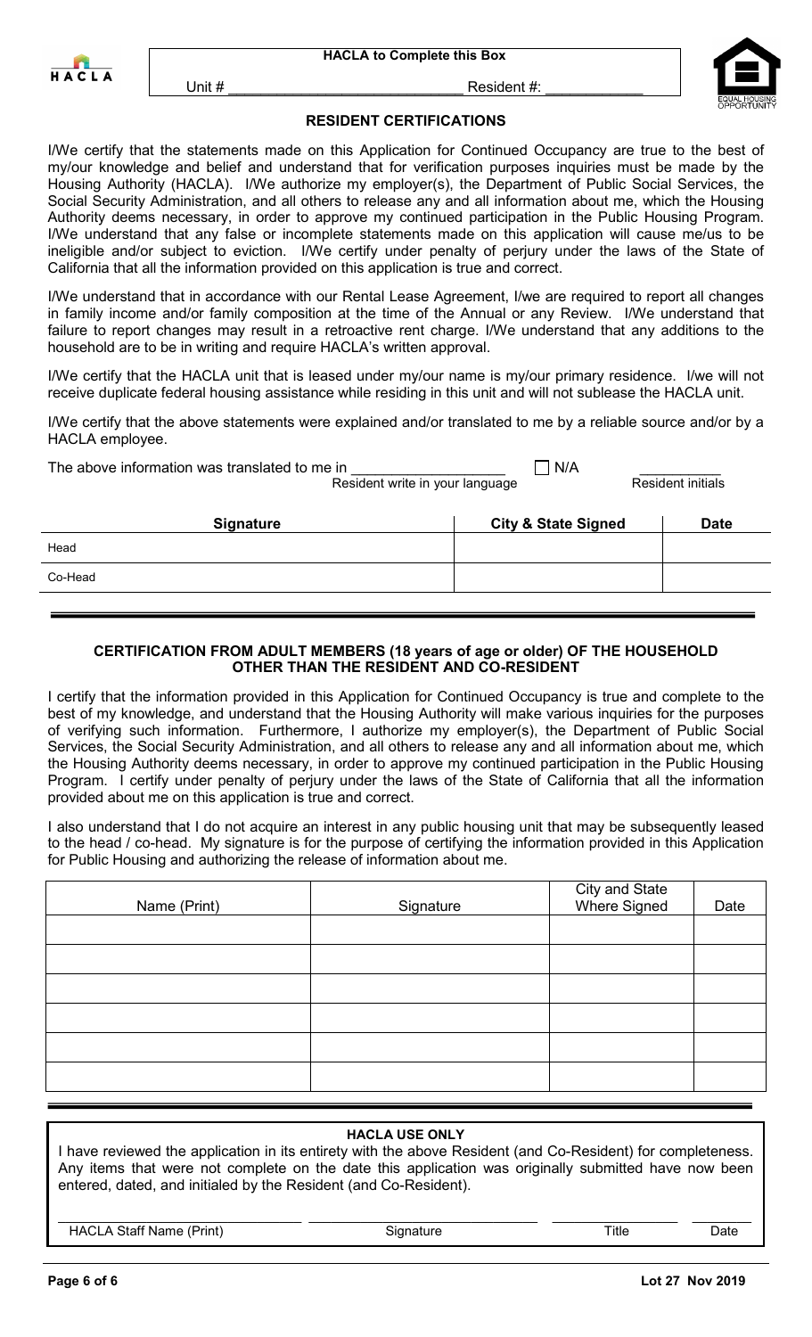**HACLA to Complete this Box**

Unit # ___________________________ Resident #: ____________

## RESIDENT CERTIFICATIONS

I/We certify that the statements made on this Application for Continued Occupancy are true to the best of my/our knowledge and belief and understand that for verification purposes inquiries must be made by the Housing Authority (HACLA). I/We authorize my employer(s), the Department of Public Social Services, the Social Security Administration, and all others to release any and all information about me, which the Housing Authority deems necessary, in order to approve my continued participation in the Public Housing Program. I/We understand that any false or incomplete statements made on this application will cause me/us to be ineligible and/or subject to eviction. I/We certify under penalty of perjury under the laws of the State of California that all the information provided on this application is true and correct.

I/We understand that in accordance with our Rental Lease Agreement, I/we are required to report all changes in family income and/or family composition at the time of the Annual or any Review. I/We understand that failure to report changes may result in a retroactive rent charge. I/We understand that any additions to the household are to be in writing and require HACLA's written approval.

I/We certify that the HACLA unit that is leased under my/our name is my/our primary residence. I/we will not receive duplicate federal housing assistance while residing in this unit and will not sublease the HACLA unit.

I/We certify that the above statements were explained and/or translated to me by a reliable source and/or by a HACLA employee.

The above information was translated to me in ___________________ ☐ N/A ___________
Resident write in your language Resident initials

| Signature | City & State Signed | Date |
|---|---|---|
| Head | | |
| Co-Head | | |

### CERTIFICATION FROM ADULT MEMBERS (18 years of age or older) OF THE HOUSEHOLD OTHER THAN THE RESIDENT AND CO-RESIDENT

I certify that the information provided in this Application for Continued Occupancy is true and complete to the best of my knowledge, and understand that the Housing Authority will make various inquiries for the purposes of verifying such information. Furthermore, I authorize my employer(s), the Department of Public Social Services, the Social Security Administration, and all others to release any and all information about me, which the Housing Authority deems necessary, in order to approve my continued participation in the Public Housing Program. I certify under penalty of perjury under the laws of the State of California that all the information provided about me on this application is true and correct.

I also understand that I do not acquire an interest in any public housing unit that may be subsequently leased to the head / co-head. My signature is for the purpose of certifying the information provided in this Application for Public Housing and authorizing the release of information about me.

| Name (Print) | Signature | City and State Where Signed | Date |
|---|---|---|---|
| | | | |
| | | | |
| | | | |
| | | | |
| | | | |
| | | | |

**HACLA USE ONLY**

I have reviewed the application in its entirety with the above Resident (and Co-Resident) for completeness. Any items that were not complete on the date this application was originally submitted have now been entered, dated, and initialed by the Resident (and Co-Resident).

_____________________________ _____________________________ ________________ ________
HACLA Staff Name (Print) Signature Title Date

Lot 27 Nov 2019